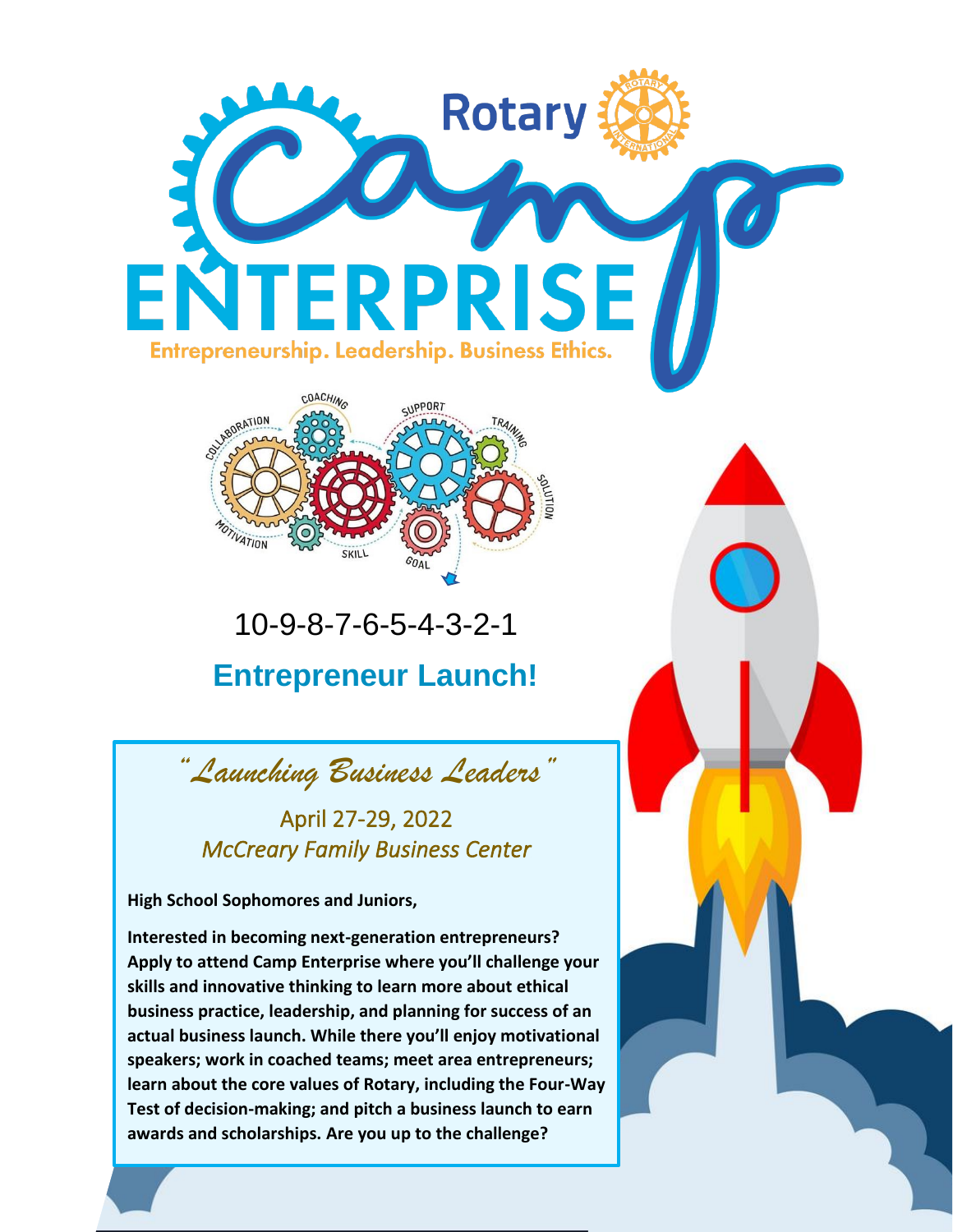# Rotary Camp ENTERPRISE

Entrepreneurship. Leadership. Business Ethics.

10-9-8-7-6-5-4-3-2-1

## Entrepreneur Launch!

*"Launching Business Leaders"*

April 27-29, 2022

*McCreary Family Business Center*

**High School Sophomores and Juniors,**

**Interested in becoming next-generation entrepreneurs? Apply to attend Camp Enterprise where you'll challenge your skills and innovative thinking to learn more about ethical business practice, leadership, and planning for success of an actual business launch. While there you'll enjoy motivational speakers; work in coached teams; meet area entrepreneurs; learn about the core values of Rotary, including the Four-Way Test of decision-making; and pitch a business launch to earn awards and scholarships. Are you up to the challenge?**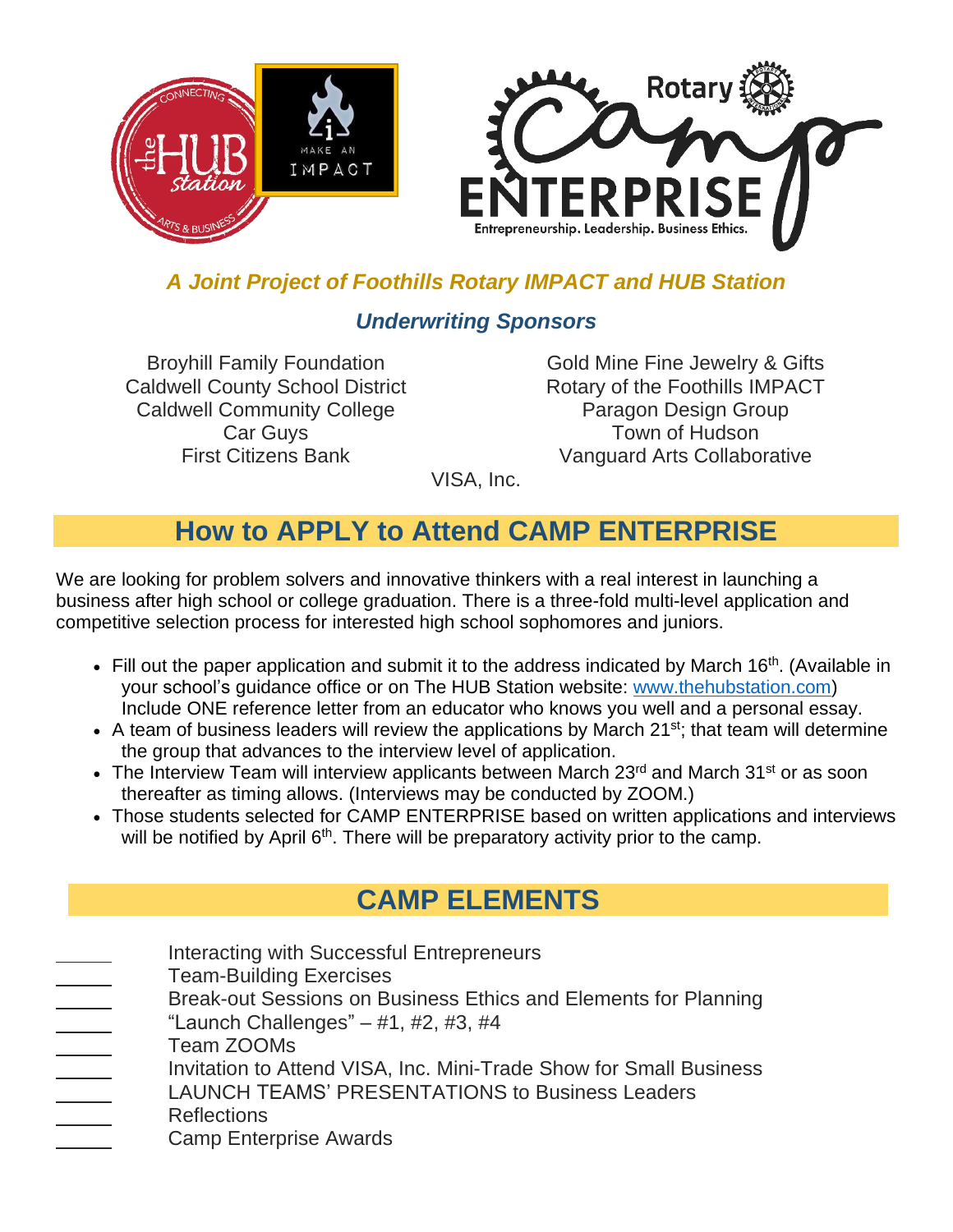*A Joint Project of Foothills Rotary IMPACT and HUB Station*

*Underwriting Sponsors*

Broyhill Family Foundation
Caldwell County School District
Caldwell Community College
Car Guys
First Citizens Bank
Gold Mine Fine Jewelry & Gifts
Rotary of the Foothills IMPACT
Paragon Design Group
Town of Hudson
Vanguard Arts Collaborative
VISA, Inc.

## How to APPLY to Attend CAMP ENTERPRISE

We are looking for problem solvers and innovative thinkers with a real interest in launching a business after high school or college graduation. There is a three-fold multi-level application and competitive selection process for interested high school sophomores and juniors.

- Fill out the paper application and submit it to the address indicated by March 16th. (Available in your school's guidance office or on The HUB Station website: www.thehubstation.com) Include ONE reference letter from an educator who knows you well and a personal essay.
- A team of business leaders will review the applications by March 21st; that team will determine the group that advances to the interview level of application.
- The Interview Team will interview applicants between March 23rd and March 31st or as soon thereafter as timing allows. (Interviews may be conducted by ZOOM.)
- Those students selected for CAMP ENTERPRISE based on written applications and interviews will be notified by April 6th. There will be preparatory activity prior to the camp.

## CAMP ELEMENTS

_____ Interacting with Successful Entrepreneurs
_____ Team-Building Exercises
_____ Break-out Sessions on Business Ethics and Elements for Planning
_____ "Launch Challenges" – #1, #2, #3, #4
_____ Team ZOOMs
_____ Invitation to Attend VISA, Inc. Mini-Trade Show for Small Business
_____ LAUNCH TEAMS' PRESENTATIONS to Business Leaders
_____ Reflections
_____ Camp Enterprise Awards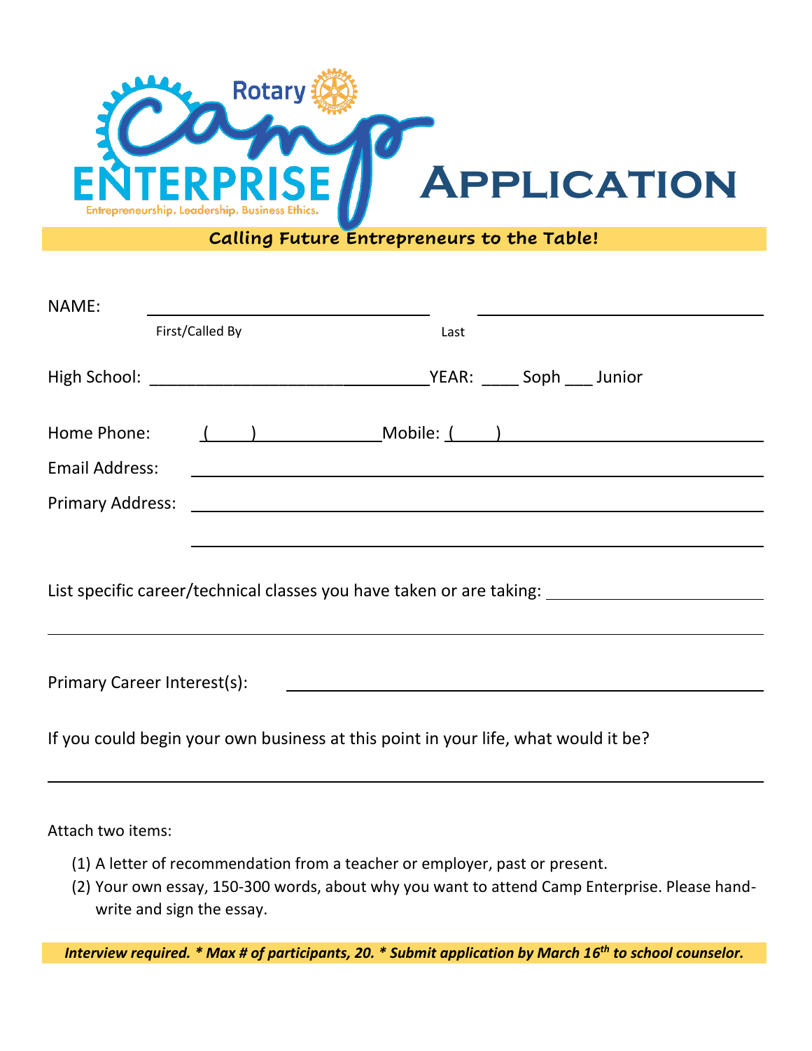# Rotary Camp ENTERPRISE Application

Entrepreneurship. Leadership. Business Ethics.

**Calling Future Entrepreneurs to the Table!**

NAME: ________________________________ ________________________________

First/Called By Last

High School: ________________________________YEAR: ____ Soph ___ Junior

Home Phone: (____) ______________Mobile: (____) ______________________________

Email Address: ____________________________________________________________

Primary Address: ____________________________________________________________

____________________________________________________________

List specific career/technical classes you have taken or are taking: ______________________

____________________________________________________________________________

Primary Career Interest(s): ____________________________________________________

If you could begin your own business at this point in your life, what would it be?

____________________________________________________________________________

Attach two items:

(1) A letter of recommendation from a teacher or employer, past or present.
(2) Your own essay, 150-300 words, about why you want to attend Camp Enterprise. Please hand-write and sign the essay.

***Interview required. * Max # of participants, 20. * Submit application by March 16th to school counselor.***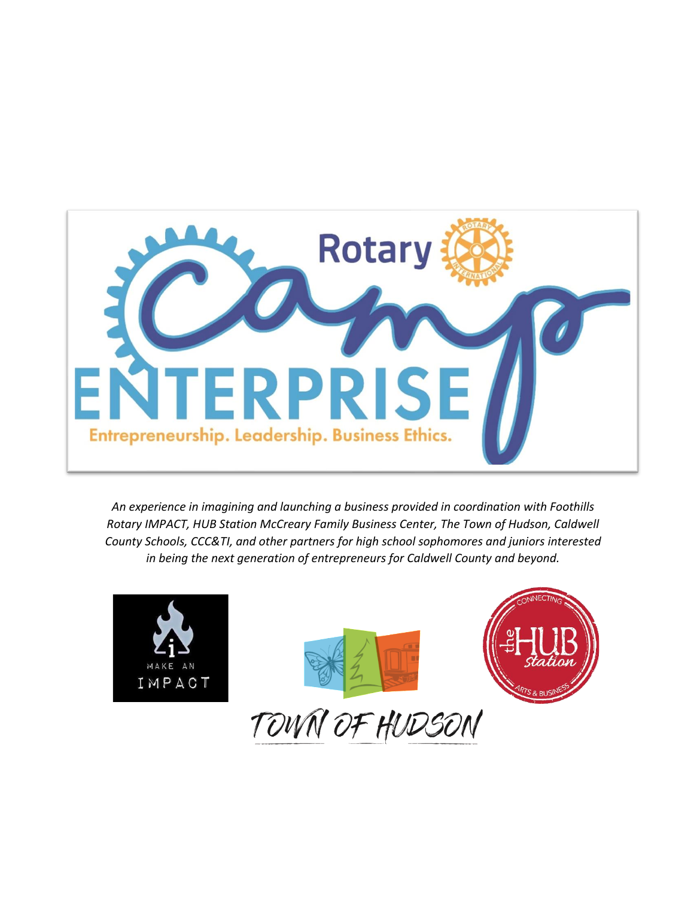Rotary

Camp

ENTERPRISE

Entrepreneurship. Leadership. Business Ethics.

*An experience in imagining and launching a business provided in coordination with Foothills Rotary IMPACT, HUB Station McCreary Family Business Center, The Town of Hudson, Caldwell County Schools, CCC&TI, and other partners for high school sophomores and juniors interested in being the next generation of entrepreneurs for Caldwell County and beyond.*

MAKE AN IMPACT

TOWN OF HUDSON

CONNECTING the HUB Station ARTS & BUSINESS